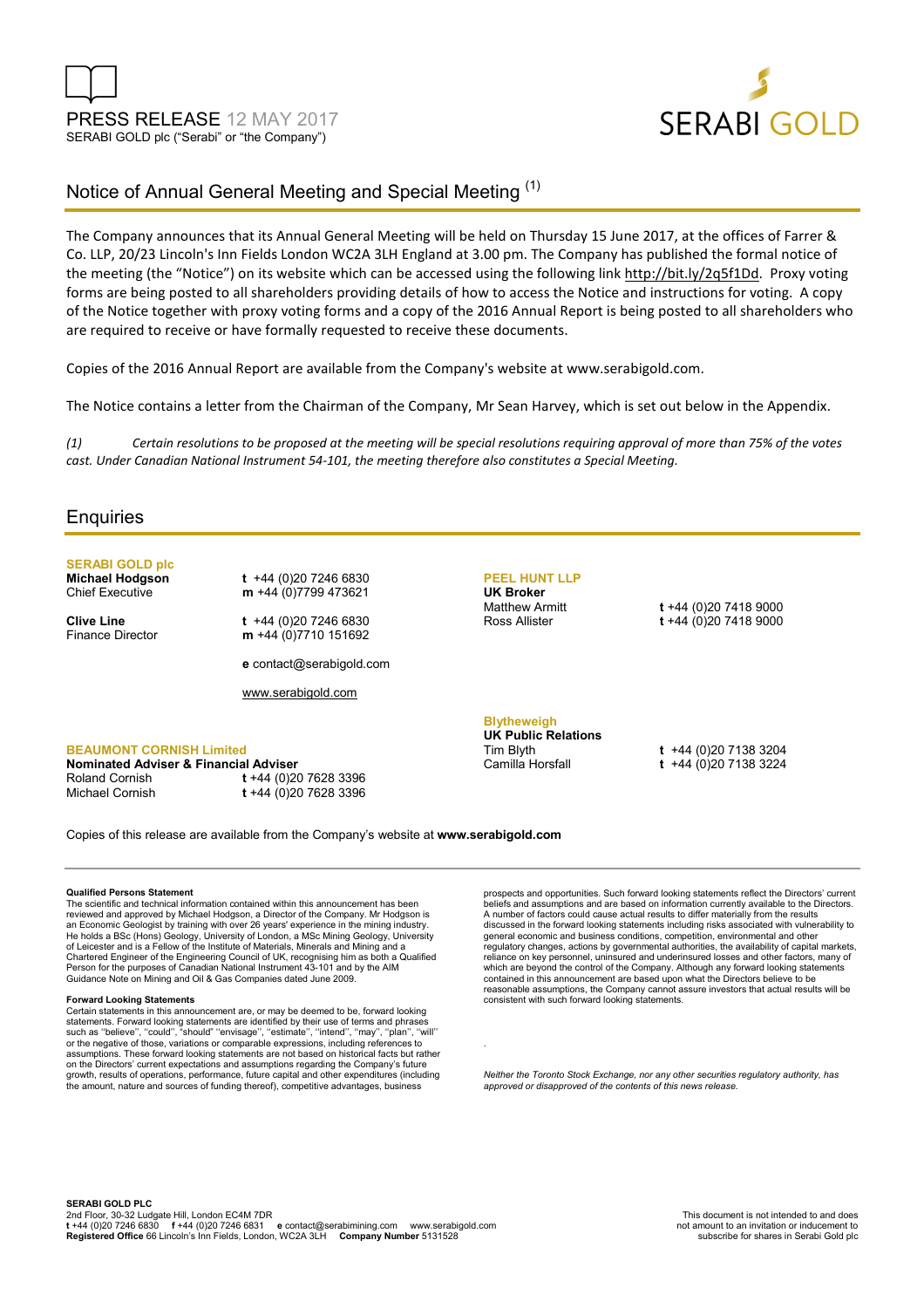PRESS RELEASE 12 MAY 2017
SERABI GOLD plc ("Serabi" or "the Company")

SERABI GOLD

# Notice of Annual General Meeting and Special Meeting [(1)]

The Company announces that its Annual General Meeting will be held on Thursday 15 June 2017, at the offices of Farrer & Co. LLP, 20/23 Lincoln's Inn Fields London WC2A 3LH England at 3.00 pm. The Company has published the formal notice of the meeting (the "Notice") on its website which can be accessed using the following link http://bit.ly/2q5f1Dd. Proxy voting forms are being posted to all shareholders providing details of how to access the Notice and instructions for voting. A copy of the Notice together with proxy voting forms and a copy of the 2016 Annual Report is being posted to all shareholders who are required to receive or have formally requested to receive these documents.

Copies of the 2016 Annual Report are available from the Company's website at www.serabigold.com.

The Notice contains a letter from the Chairman of the Company, Mr Sean Harvey, which is set out below in the Appendix.

*(1) Certain resolutions to be proposed at the meeting will be special resolutions requiring approval of more than 75% of the votes cast. Under Canadian National Instrument 54-101, the meeting therefore also constitutes a Special Meeting.*

## Enquiries

**SERABI GOLD plc**

**Michael Hodgson** — Chief Executive
**t** +44 (0)20 7246 6830
**m** +44 (0)7799 473621

**Clive Line** — Finance Director
**t** +44 (0)20 7246 6830
**m** +44 (0)7710 151692

**e** contact@serabigold.com

www.serabigold.com

**BEAUMONT CORNISH Limited**
**Nominated Adviser & Financial Adviser**
Roland Cornish **t** +44 (0)20 7628 3396
Michael Cornish **t** +44 (0)20 7628 3396

**PEEL HUNT LLP**
**UK Broker**
Matthew Armitt **t** +44 (0)20 7418 9000
Ross Allister **t** +44 (0)20 7418 9000

**Blytheweigh**
**UK Public Relations**
Tim Blyth **t** +44 (0)20 7138 3204
Camilla Horsfall **t** +44 (0)20 7138 3224

Copies of this release are available from the Company's website at **www.serabigold.com**

**Qualified Persons Statement**

The scientific and technical information contained within this announcement has been reviewed and approved by Michael Hodgson, a Director of the Company. Mr Hodgson is an Economic Geologist by training with over 26 years' experience in the mining industry. He holds a BSc (Hons) Geology, University of London, a MSc Mining Geology, University of Leicester and is a Fellow of the Institute of Materials, Minerals and Mining and a Chartered Engineer of the Engineering Council of UK, recognising him as both a Qualified Person for the purposes of Canadian National Instrument 43-101 and by the AIM Guidance Note on Mining and Oil & Gas Companies dated June 2009.

**Forward Looking Statements**

Certain statements in this announcement are, or may be deemed to be, forward looking statements. Forward looking statements are identified by their use of terms and phrases such as "believe", "could", "should" "envisage", "estimate", "intend", "may", "plan", "will" or the negative of those, variations or comparable expressions, including references to assumptions. These forward looking statements are not based on historical facts but rather on the Directors' current expectations and assumptions regarding the Company's future growth, results of operations, performance, future capital and other expenditures (including the amount, nature and sources of funding thereof), competitive advantages, business prospects and opportunities. Such forward looking statements reflect the Directors' current beliefs and assumptions and are based on information currently available to the Directors. A number of factors could cause actual results to differ materially from the results discussed in the forward looking statements including risks associated with vulnerability to general economic and business conditions, competition, environmental and other regulatory changes, actions by governmental authorities, the availability of capital markets, reliance on key personnel, uninsured and underinsured losses and other factors, many of which are beyond the control of the Company. Although any forward looking statements contained in this announcement are based upon what the Directors believe to be reasonable assumptions, the Company cannot assure investors that actual results will be consistent with such forward looking statements.

*Neither the Toronto Stock Exchange, nor any other securities regulatory authority, has approved or disapproved of the contents of this news release.*

**SERABI GOLD PLC**
2nd Floor, 30-32 Ludgate Hill, London EC4M 7DR
**t** +44 (0)20 7246 6830 **f** +44 (0)20 7246 6831 **e** contact@serabimining.com www.serabigold.com
**Registered Office** 66 Lincoln's Inn Fields, London, WC2A 3LH **Company Number** 5131528

This document is not intended to and does not amount to an invitation or inducement to subscribe for shares in Serabi Gold plc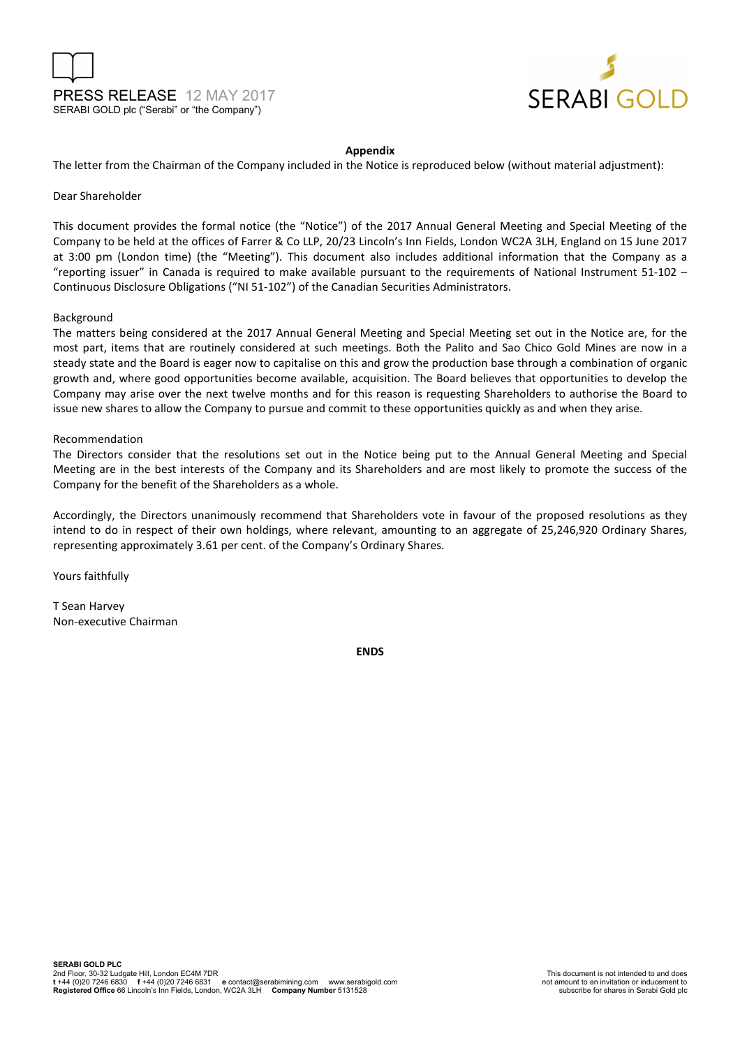**Appendix**

The letter from the Chairman of the Company included in the Notice is reproduced below (without material adjustment):

Dear Shareholder

This document provides the formal notice (the "Notice") of the 2017 Annual General Meeting and Special Meeting of the Company to be held at the offices of Farrer & Co LLP, 20/23 Lincoln's Inn Fields, London WC2A 3LH, England on 15 June 2017 at 3:00 pm (London time) (the "Meeting"). This document also includes additional information that the Company as a "reporting issuer" in Canada is required to make available pursuant to the requirements of National Instrument 51-102 – Continuous Disclosure Obligations ("NI 51-102") of the Canadian Securities Administrators.

Background

The matters being considered at the 2017 Annual General Meeting and Special Meeting set out in the Notice are, for the most part, items that are routinely considered at such meetings. Both the Palito and Sao Chico Gold Mines are now in a steady state and the Board is eager now to capitalise on this and grow the production base through a combination of organic growth and, where good opportunities become available, acquisition. The Board believes that opportunities to develop the Company may arise over the next twelve months and for this reason is requesting Shareholders to authorise the Board to issue new shares to allow the Company to pursue and commit to these opportunities quickly as and when they arise.

Recommendation

The Directors consider that the resolutions set out in the Notice being put to the Annual General Meeting and Special Meeting are in the best interests of the Company and its Shareholders and are most likely to promote the success of the Company for the benefit of the Shareholders as a whole.

Accordingly, the Directors unanimously recommend that Shareholders vote in favour of the proposed resolutions as they intend to do in respect of their own holdings, where relevant, amounting to an aggregate of 25,246,920 Ordinary Shares, representing approximately 3.61 per cent. of the Company's Ordinary Shares.

Yours faithfully

T Sean Harvey
Non-executive Chairman

**ENDS**